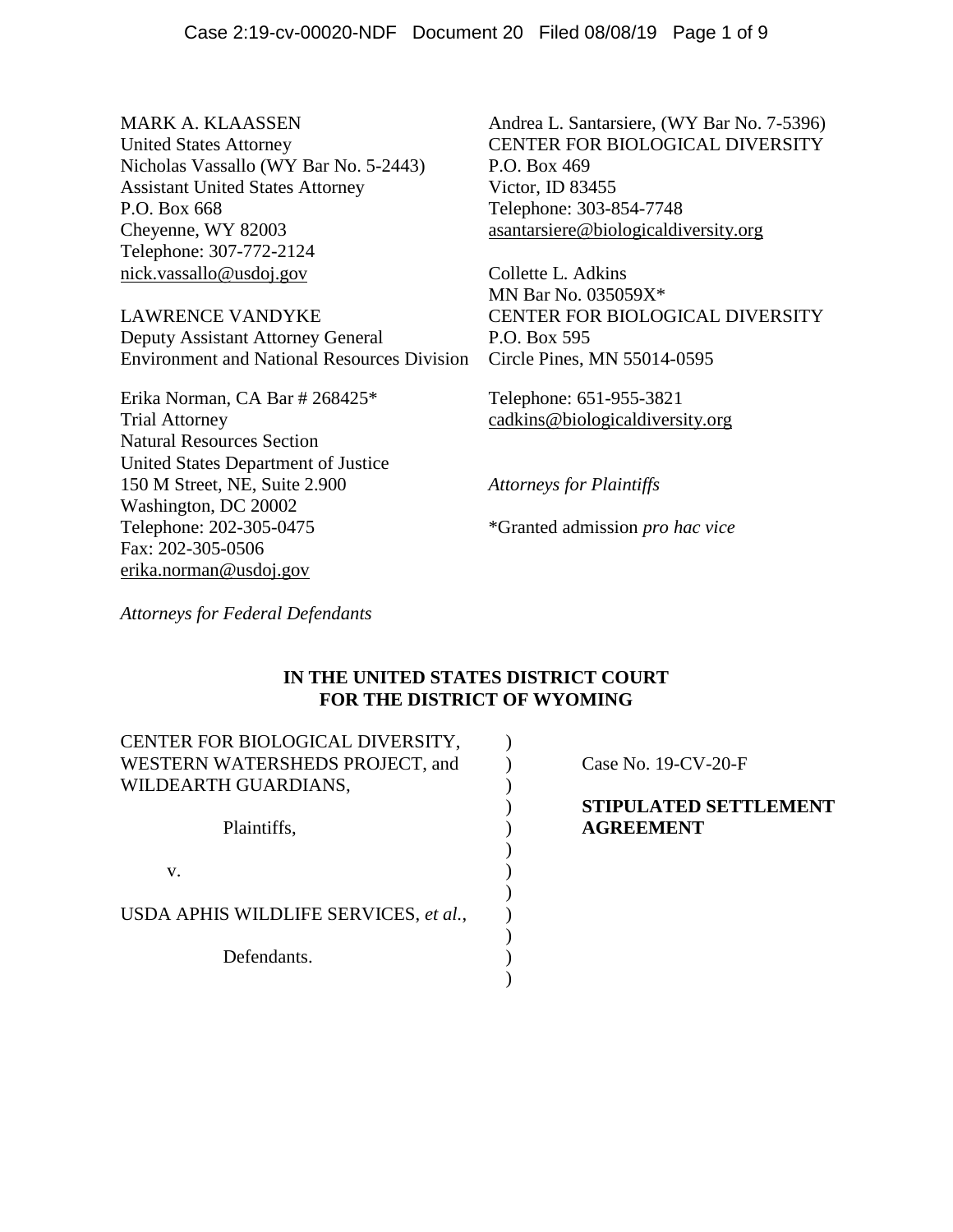MARK A. KLAASSEN
United States Attorney
Nicholas Vassallo (WY Bar No. 5-2443)
Assistant United States Attorney
P.O. Box 668
Cheyenne, WY 82003
Telephone: 307-772-2124
nick.vassallo@usdoj.gov

LAWRENCE VANDYKE
Deputy Assistant Attorney General
Environment and National Resources Division

Erika Norman, CA Bar # 268425*
Trial Attorney
Natural Resources Section
United States Department of Justice
150 M Street, NE, Suite 2.900
Washington, DC 20002
Telephone: 202-305-0475
Fax: 202-305-0506
erika.norman@usdoj.gov

*Attorneys for Federal Defendants*

Andrea L. Santarsiere, (WY Bar No. 7-5396)
CENTER FOR BIOLOGICAL DIVERSITY
P.O. Box 469
Victor, ID 83455
Telephone: 303-854-7748
asantarsiere@biologicaldiversity.org

Collette L. Adkins
MN Bar No. 035059X*
CENTER FOR BIOLOGICAL DIVERSITY
P.O. Box 595
Circle Pines, MN 55014-0595

Telephone: 651-955-3821
cadkins@biologicaldiversity.org

*Attorneys for Plaintiffs*

*Granted admission *pro hac vice*

**IN THE UNITED STATES DISTRICT COURT**
**FOR THE DISTRICT OF WYOMING**

CENTER FOR BIOLOGICAL DIVERSITY, WESTERN WATERSHEDS PROJECT, and WILDEARTH GUARDIANS,

Plaintiffs,

v.

USDA APHIS WILDLIFE SERVICES, *et al.*,

Defendants.

Case No. 19-CV-20-F

**STIPULATED SETTLEMENT AGREEMENT**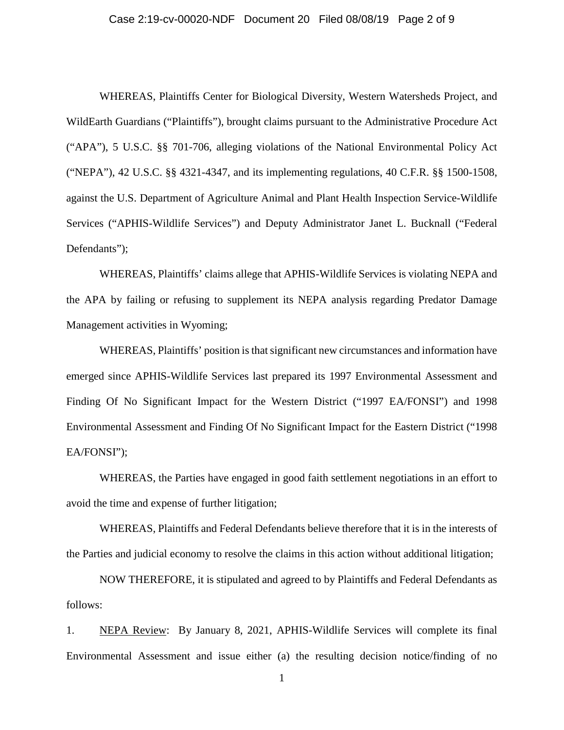WHEREAS, Plaintiffs Center for Biological Diversity, Western Watersheds Project, and WildEarth Guardians ("Plaintiffs"), brought claims pursuant to the Administrative Procedure Act ("APA"), 5 U.S.C. §§ 701-706, alleging violations of the National Environmental Policy Act ("NEPA"), 42 U.S.C. §§ 4321-4347, and its implementing regulations, 40 C.F.R. §§ 1500-1508, against the U.S. Department of Agriculture Animal and Plant Health Inspection Service-Wildlife Services ("APHIS-Wildlife Services") and Deputy Administrator Janet L. Bucknall ("Federal Defendants");

WHEREAS, Plaintiffs' claims allege that APHIS-Wildlife Services is violating NEPA and the APA by failing or refusing to supplement its NEPA analysis regarding Predator Damage Management activities in Wyoming;

WHEREAS, Plaintiffs' position is that significant new circumstances and information have emerged since APHIS-Wildlife Services last prepared its 1997 Environmental Assessment and Finding Of No Significant Impact for the Western District ("1997 EA/FONSI") and 1998 Environmental Assessment and Finding Of No Significant Impact for the Eastern District ("1998 EA/FONSI");

WHEREAS, the Parties have engaged in good faith settlement negotiations in an effort to avoid the time and expense of further litigation;

WHEREAS, Plaintiffs and Federal Defendants believe therefore that it is in the interests of the Parties and judicial economy to resolve the claims in this action without additional litigation;

NOW THEREFORE, it is stipulated and agreed to by Plaintiffs and Federal Defendants as follows:

1. NEPA Review: By January 8, 2021, APHIS-Wildlife Services will complete its final Environmental Assessment and issue either (a) the resulting decision notice/finding of no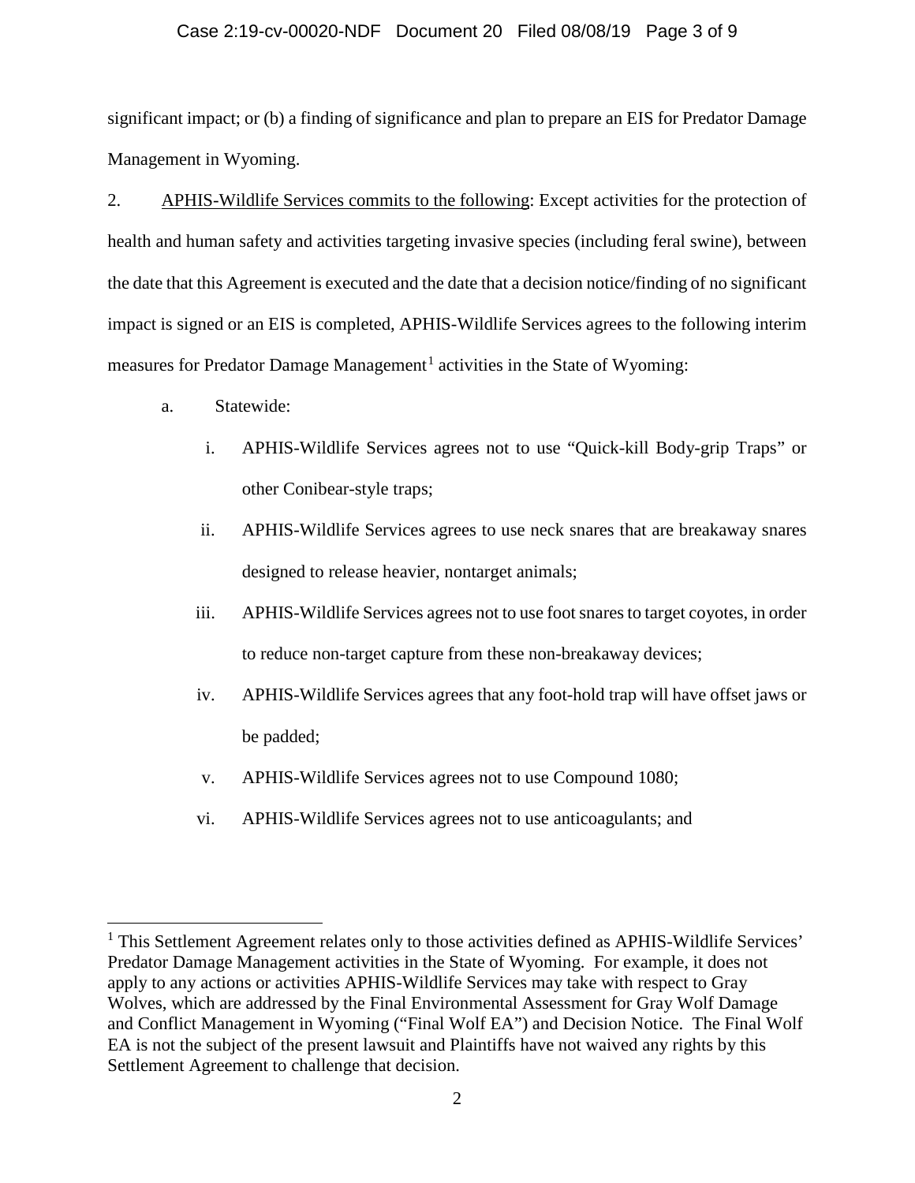significant impact; or (b) a finding of significance and plan to prepare an EIS for Predator Damage Management in Wyoming.

2. APHIS-Wildlife Services commits to the following: Except activities for the protection of health and human safety and activities targeting invasive species (including feral swine), between the date that this Agreement is executed and the date that a decision notice/finding of no significant impact is signed or an EIS is completed, APHIS-Wildlife Services agrees to the following interim measures for Predator Damage Management[1] activities in the State of Wyoming:

   a. Statewide:

      i. APHIS-Wildlife Services agrees not to use "Quick-kill Body-grip Traps" or other Conibear-style traps;

      ii. APHIS-Wildlife Services agrees to use neck snares that are breakaway snares designed to release heavier, nontarget animals;

      iii. APHIS-Wildlife Services agrees not to use foot snares to target coyotes, in order to reduce non-target capture from these non-breakaway devices;

      iv. APHIS-Wildlife Services agrees that any foot-hold trap will have offset jaws or be padded;

      v. APHIS-Wildlife Services agrees not to use Compound 1080;

      vi. APHIS-Wildlife Services agrees not to use anticoagulants; and

[1] This Settlement Agreement relates only to those activities defined as APHIS-Wildlife Services' Predator Damage Management activities in the State of Wyoming. For example, it does not apply to any actions or activities APHIS-Wildlife Services may take with respect to Gray Wolves, which are addressed by the Final Environmental Assessment for Gray Wolf Damage and Conflict Management in Wyoming ("Final Wolf EA") and Decision Notice. The Final Wolf EA is not the subject of the present lawsuit and Plaintiffs have not waived any rights by this Settlement Agreement to challenge that decision.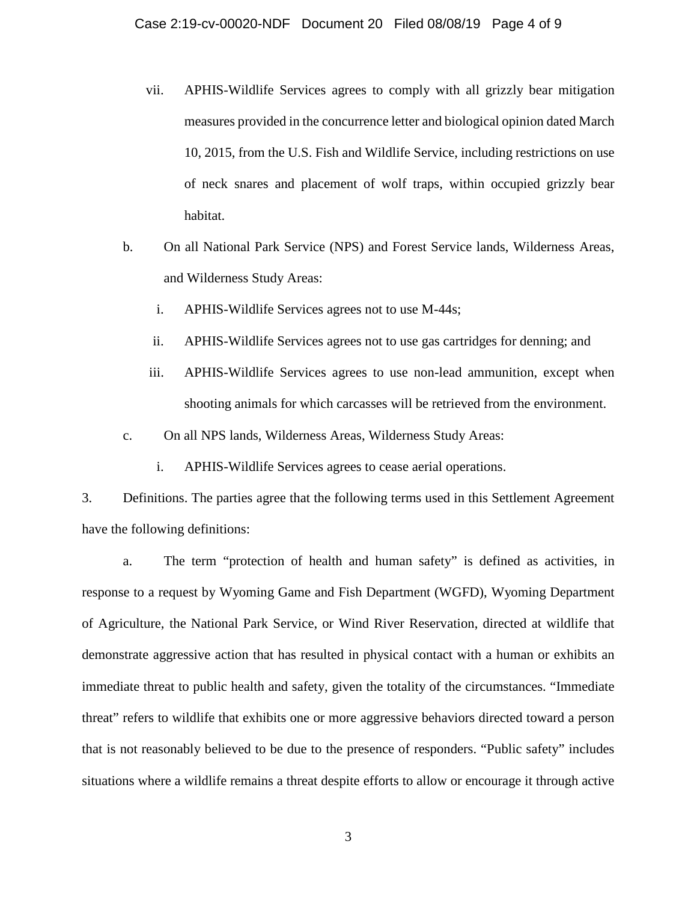vii. APHIS-Wildlife Services agrees to comply with all grizzly bear mitigation measures provided in the concurrence letter and biological opinion dated March 10, 2015, from the U.S. Fish and Wildlife Service, including restrictions on use of neck snares and placement of wolf traps, within occupied grizzly bear habitat.

b. On all National Park Service (NPS) and Forest Service lands, Wilderness Areas, and Wilderness Study Areas:

i. APHIS-Wildlife Services agrees not to use M-44s;

ii. APHIS-Wildlife Services agrees not to use gas cartridges for denning; and

iii. APHIS-Wildlife Services agrees to use non-lead ammunition, except when shooting animals for which carcasses will be retrieved from the environment.

c. On all NPS lands, Wilderness Areas, Wilderness Study Areas:

i. APHIS-Wildlife Services agrees to cease aerial operations.

3. Definitions. The parties agree that the following terms used in this Settlement Agreement have the following definitions:

a. The term "protection of health and human safety" is defined as activities, in response to a request by Wyoming Game and Fish Department (WGFD), Wyoming Department of Agriculture, the National Park Service, or Wind River Reservation, directed at wildlife that demonstrate aggressive action that has resulted in physical contact with a human or exhibits an immediate threat to public health and safety, given the totality of the circumstances. "Immediate threat" refers to wildlife that exhibits one or more aggressive behaviors directed toward a person that is not reasonably believed to be due to the presence of responders. "Public safety" includes situations where a wildlife remains a threat despite efforts to allow or encourage it through active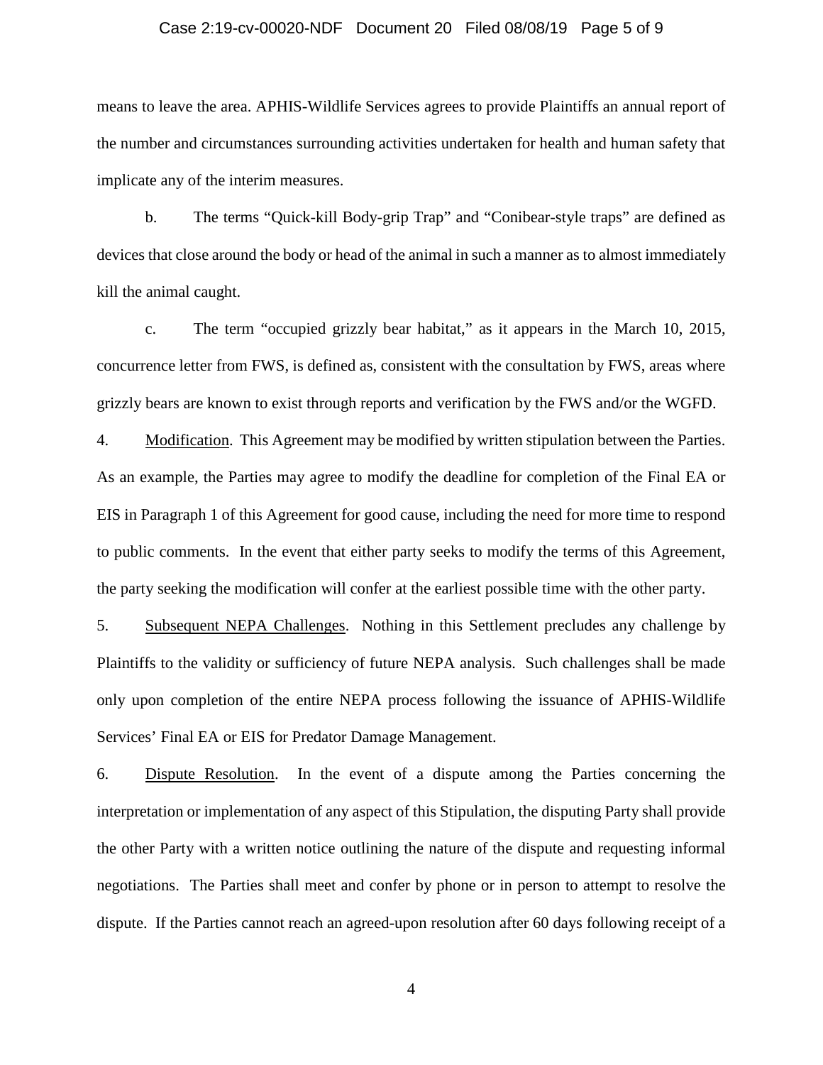means to leave the area. APHIS-Wildlife Services agrees to provide Plaintiffs an annual report of the number and circumstances surrounding activities undertaken for health and human safety that implicate any of the interim measures.

b. The terms "Quick-kill Body-grip Trap" and "Conibear-style traps" are defined as devices that close around the body or head of the animal in such a manner as to almost immediately kill the animal caught.

c. The term "occupied grizzly bear habitat," as it appears in the March 10, 2015, concurrence letter from FWS, is defined as, consistent with the consultation by FWS, areas where grizzly bears are known to exist through reports and verification by the FWS and/or the WGFD.

4. <u>Modification</u>. This Agreement may be modified by written stipulation between the Parties. As an example, the Parties may agree to modify the deadline for completion of the Final EA or EIS in Paragraph 1 of this Agreement for good cause, including the need for more time to respond to public comments. In the event that either party seeks to modify the terms of this Agreement, the party seeking the modification will confer at the earliest possible time with the other party.

5. <u>Subsequent NEPA Challenges</u>. Nothing in this Settlement precludes any challenge by Plaintiffs to the validity or sufficiency of future NEPA analysis. Such challenges shall be made only upon completion of the entire NEPA process following the issuance of APHIS-Wildlife Services' Final EA or EIS for Predator Damage Management.

6. <u>Dispute Resolution</u>. In the event of a dispute among the Parties concerning the interpretation or implementation of any aspect of this Stipulation, the disputing Party shall provide the other Party with a written notice outlining the nature of the dispute and requesting informal negotiations. The Parties shall meet and confer by phone or in person to attempt to resolve the dispute. If the Parties cannot reach an agreed-upon resolution after 60 days following receipt of a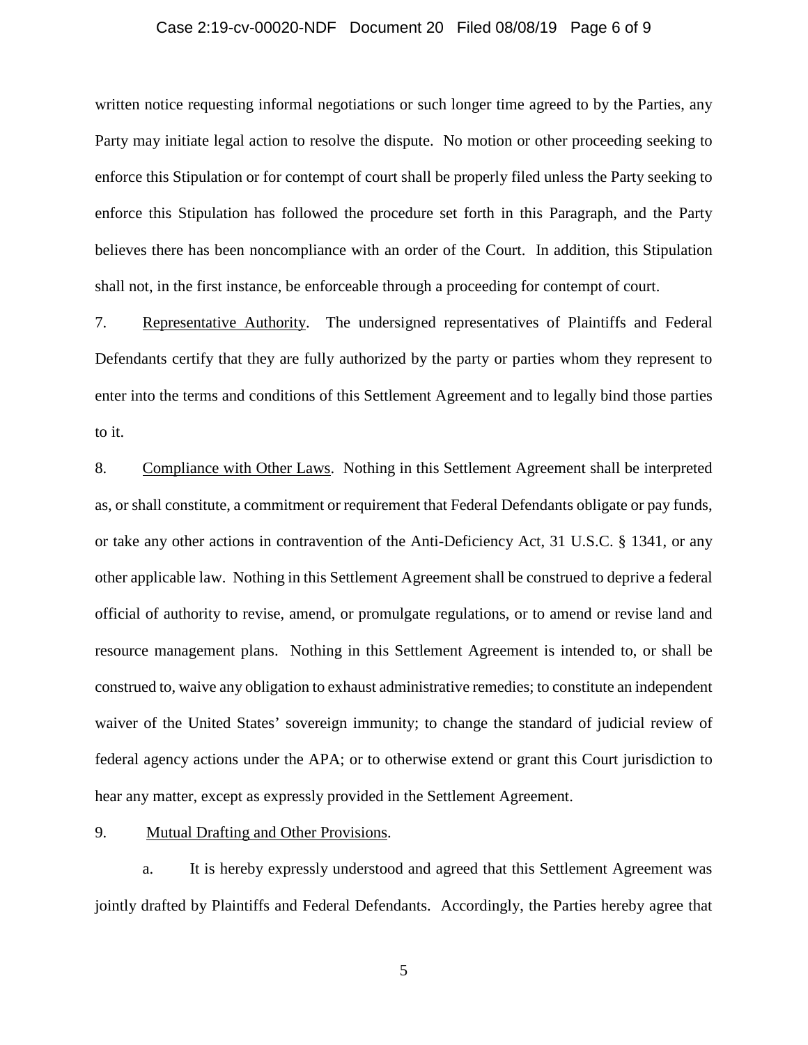written notice requesting informal negotiations or such longer time agreed to by the Parties, any Party may initiate legal action to resolve the dispute. No motion or other proceeding seeking to enforce this Stipulation or for contempt of court shall be properly filed unless the Party seeking to enforce this Stipulation has followed the procedure set forth in this Paragraph, and the Party believes there has been noncompliance with an order of the Court. In addition, this Stipulation shall not, in the first instance, be enforceable through a proceeding for contempt of court.

7. Representative Authority. The undersigned representatives of Plaintiffs and Federal Defendants certify that they are fully authorized by the party or parties whom they represent to enter into the terms and conditions of this Settlement Agreement and to legally bind those parties to it.

8. Compliance with Other Laws. Nothing in this Settlement Agreement shall be interpreted as, or shall constitute, a commitment or requirement that Federal Defendants obligate or pay funds, or take any other actions in contravention of the Anti-Deficiency Act, 31 U.S.C. § 1341, or any other applicable law. Nothing in this Settlement Agreement shall be construed to deprive a federal official of authority to revise, amend, or promulgate regulations, or to amend or revise land and resource management plans. Nothing in this Settlement Agreement is intended to, or shall be construed to, waive any obligation to exhaust administrative remedies; to constitute an independent waiver of the United States' sovereign immunity; to change the standard of judicial review of federal agency actions under the APA; or to otherwise extend or grant this Court jurisdiction to hear any matter, except as expressly provided in the Settlement Agreement.

9. Mutual Drafting and Other Provisions.

a. It is hereby expressly understood and agreed that this Settlement Agreement was jointly drafted by Plaintiffs and Federal Defendants. Accordingly, the Parties hereby agree that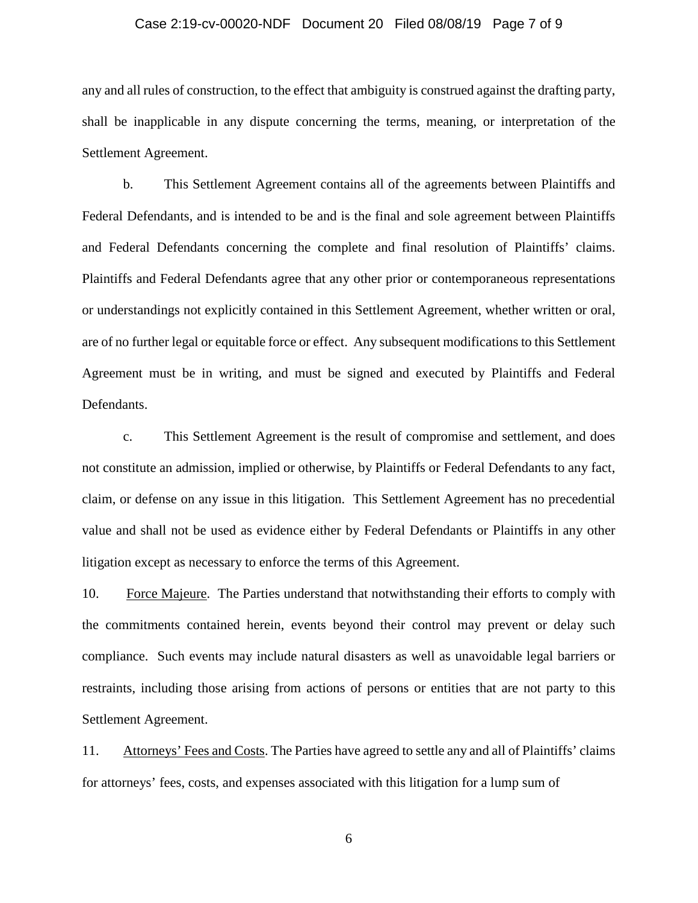any and all rules of construction, to the effect that ambiguity is construed against the drafting party, shall be inapplicable in any dispute concerning the terms, meaning, or interpretation of the Settlement Agreement.

b. This Settlement Agreement contains all of the agreements between Plaintiffs and Federal Defendants, and is intended to be and is the final and sole agreement between Plaintiffs and Federal Defendants concerning the complete and final resolution of Plaintiffs' claims. Plaintiffs and Federal Defendants agree that any other prior or contemporaneous representations or understandings not explicitly contained in this Settlement Agreement, whether written or oral, are of no further legal or equitable force or effect. Any subsequent modifications to this Settlement Agreement must be in writing, and must be signed and executed by Plaintiffs and Federal Defendants.

c. This Settlement Agreement is the result of compromise and settlement, and does not constitute an admission, implied or otherwise, by Plaintiffs or Federal Defendants to any fact, claim, or defense on any issue in this litigation. This Settlement Agreement has no precedential value and shall not be used as evidence either by Federal Defendants or Plaintiffs in any other litigation except as necessary to enforce the terms of this Agreement.

10. <u>Force Majeure</u>. The Parties understand that notwithstanding their efforts to comply with the commitments contained herein, events beyond their control may prevent or delay such compliance. Such events may include natural disasters as well as unavoidable legal barriers or restraints, including those arising from actions of persons or entities that are not party to this Settlement Agreement.

11. <u>Attorneys' Fees and Costs</u>. The Parties have agreed to settle any and all of Plaintiffs' claims for attorneys' fees, costs, and expenses associated with this litigation for a lump sum of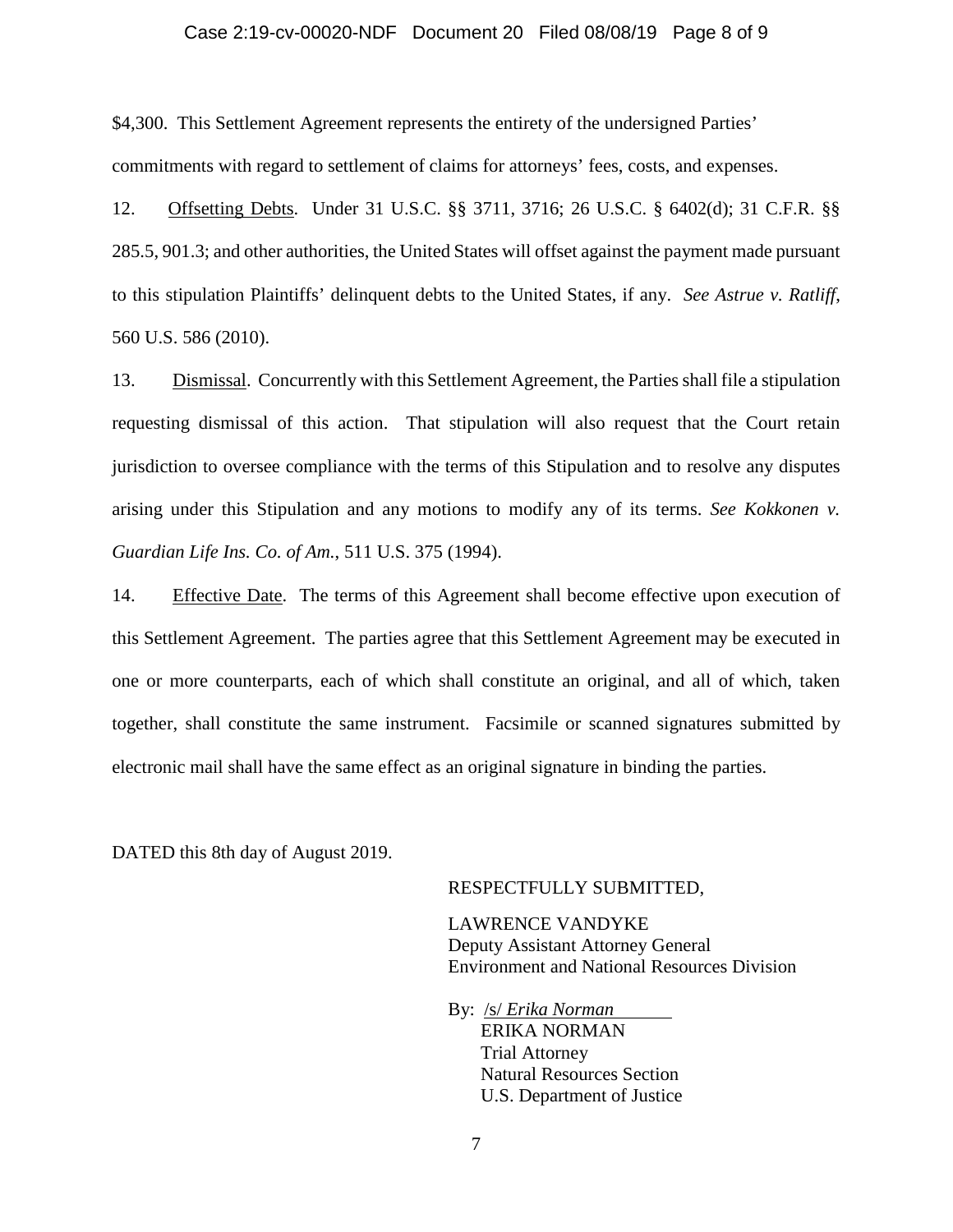$4,300. This Settlement Agreement represents the entirety of the undersigned Parties' commitments with regard to settlement of claims for attorneys' fees, costs, and expenses.

12. Offsetting Debts. Under 31 U.S.C. §§ 3711, 3716; 26 U.S.C. § 6402(d); 31 C.F.R. §§ 285.5, 901.3; and other authorities, the United States will offset against the payment made pursuant to this stipulation Plaintiffs' delinquent debts to the United States, if any. *See Astrue v. Ratliff*, 560 U.S. 586 (2010).

13. Dismissal. Concurrently with this Settlement Agreement, the Parties shall file a stipulation requesting dismissal of this action. That stipulation will also request that the Court retain jurisdiction to oversee compliance with the terms of this Stipulation and to resolve any disputes arising under this Stipulation and any motions to modify any of its terms. *See Kokkonen v. Guardian Life Ins. Co. of Am.*, 511 U.S. 375 (1994).

14. Effective Date. The terms of this Agreement shall become effective upon execution of this Settlement Agreement. The parties agree that this Settlement Agreement may be executed in one or more counterparts, each of which shall constitute an original, and all of which, taken together, shall constitute the same instrument. Facsimile or scanned signatures submitted by electronic mail shall have the same effect as an original signature in binding the parties.

DATED this 8th day of August 2019.

RESPECTFULLY SUBMITTED,

LAWRENCE VANDYKE
Deputy Assistant Attorney General
Environment and National Resources Division

By: /s/ *Erika Norman*
ERIKA NORMAN
Trial Attorney
Natural Resources Section
U.S. Department of Justice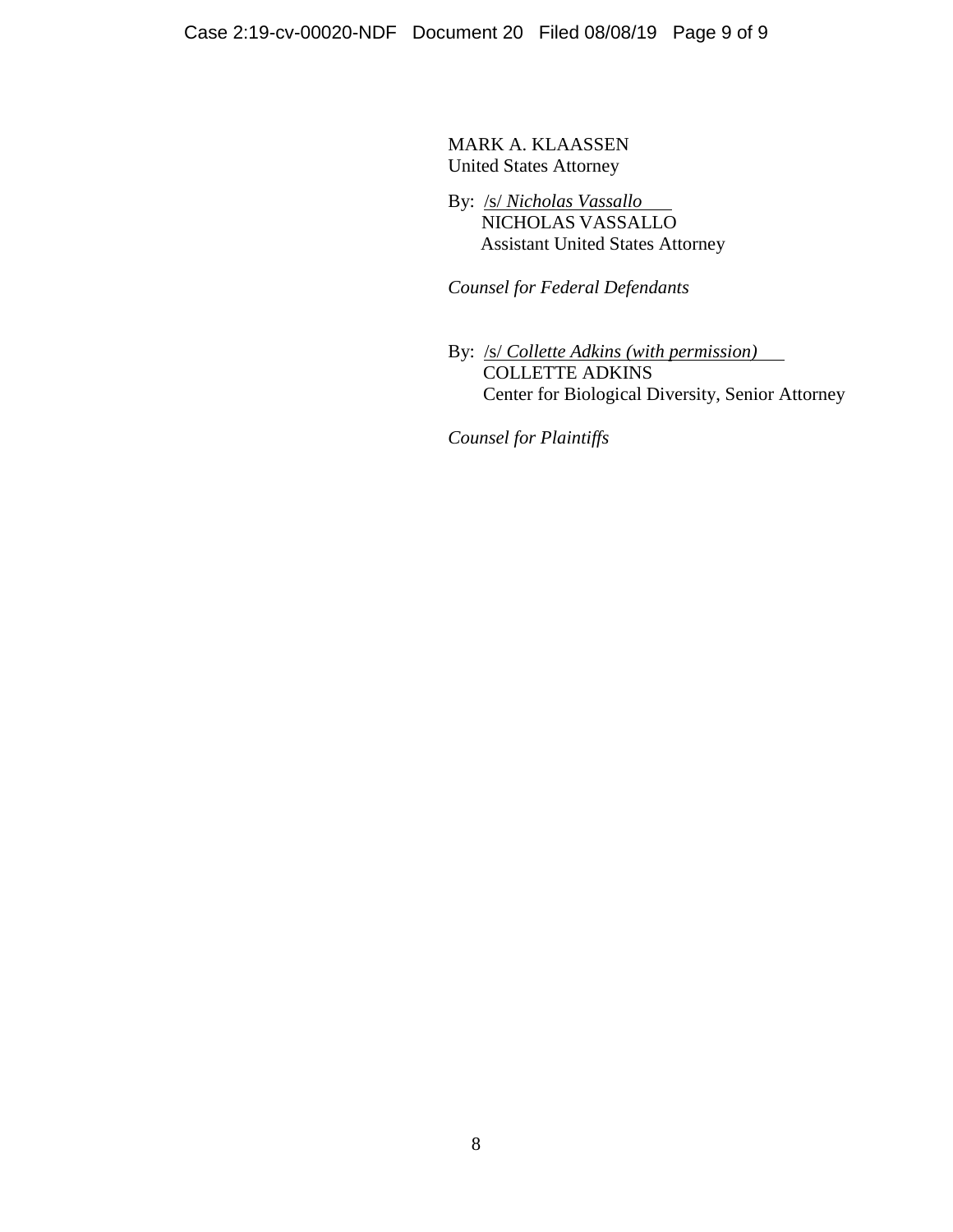MARK A. KLAASSEN
United States Attorney

By: /s/ *Nicholas Vassallo*
NICHOLAS VASSALLO
Assistant United States Attorney

*Counsel for Federal Defendants*

By: /s/ *Collette Adkins (with permission)*
COLLETTE ADKINS
Center for Biological Diversity, Senior Attorney

*Counsel for Plaintiffs*